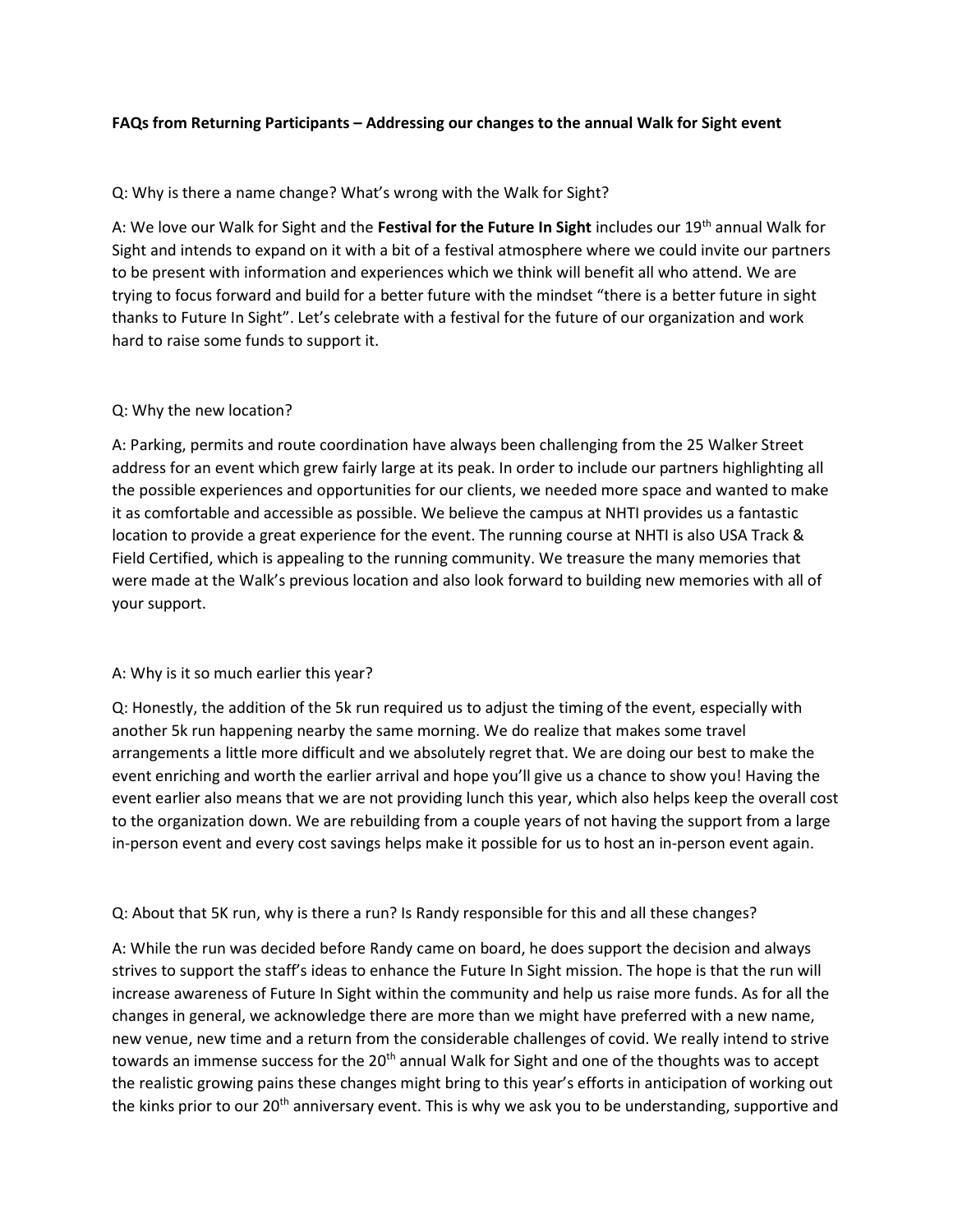**FAQs from Returning Participants – Addressing our changes to the annual Walk for Sight event**

Q: Why is there a name change? What's wrong with the Walk for Sight?

A: We love our Walk for Sight and the **Festival for the Future In Sight** includes our 19th annual Walk for Sight and intends to expand on it with a bit of a festival atmosphere where we could invite our partners to be present with information and experiences which we think will benefit all who attend. We are trying to focus forward and build for a better future with the mindset "there is a better future in sight thanks to Future In Sight". Let's celebrate with a festival for the future of our organization and work hard to raise some funds to support it.

Q: Why the new location?

A: Parking, permits and route coordination have always been challenging from the 25 Walker Street address for an event which grew fairly large at its peak. In order to include our partners highlighting all the possible experiences and opportunities for our clients, we needed more space and wanted to make it as comfortable and accessible as possible. We believe the campus at NHTI provides us a fantastic location to provide a great experience for the event. The running course at NHTI is also USA Track & Field Certified, which is appealing to the running community. We treasure the many memories that were made at the Walk's previous location and also look forward to building new memories with all of your support.

A: Why is it so much earlier this year?

Q: Honestly, the addition of the 5k run required us to adjust the timing of the event, especially with another 5k run happening nearby the same morning. We do realize that makes some travel arrangements a little more difficult and we absolutely regret that. We are doing our best to make the event enriching and worth the earlier arrival and hope you'll give us a chance to show you! Having the event earlier also means that we are not providing lunch this year, which also helps keep the overall cost to the organization down. We are rebuilding from a couple years of not having the support from a large in-person event and every cost savings helps make it possible for us to host an in-person event again.

Q: About that 5K run, why is there a run? Is Randy responsible for this and all these changes?

A: While the run was decided before Randy came on board, he does support the decision and always strives to support the staff's ideas to enhance the Future In Sight mission. The hope is that the run will increase awareness of Future In Sight within the community and help us raise more funds. As for all the changes in general, we acknowledge there are more than we might have preferred with a new name, new venue, new time and a return from the considerable challenges of covid. We really intend to strive towards an immense success for the 20th annual Walk for Sight and one of the thoughts was to accept the realistic growing pains these changes might bring to this year's efforts in anticipation of working out the kinks prior to our 20th anniversary event. This is why we ask you to be understanding, supportive and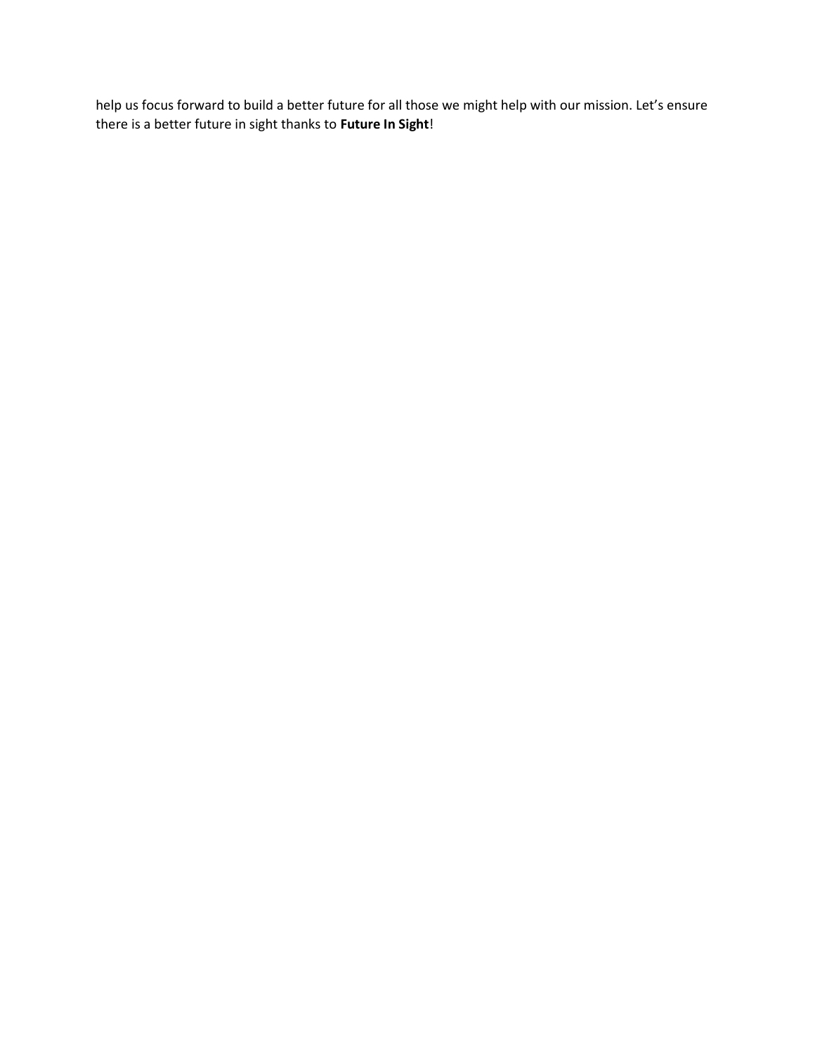help us focus forward to build a better future for all those we might help with our mission. Let's ensure there is a better future in sight thanks to **Future In Sight**!